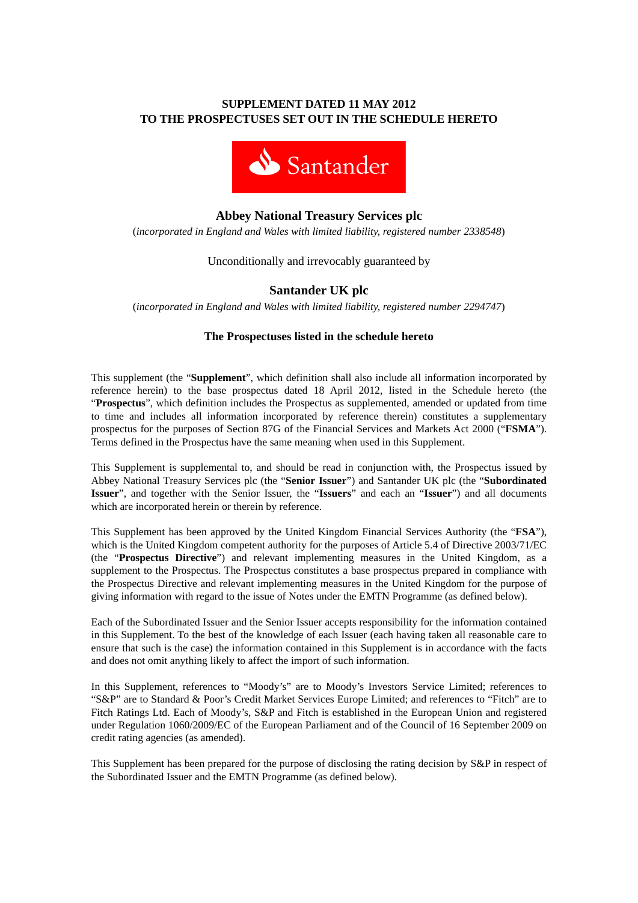**SUPPLEMENT DATED 11 MAY 2012**
**TO THE PROSPECTUSES SET OUT IN THE SCHEDULE HERETO**

Santander

## Abbey National Treasury Services plc

(*incorporated in England and Wales with limited liability, registered number 2338548*)

Unconditionally and irrevocably guaranteed by

## Santander UK plc

(*incorporated in England and Wales with limited liability, registered number 2294747*)

**The Prospectuses listed in the schedule hereto**

This supplement (the "**Supplement**", which definition shall also include all information incorporated by reference herein) to the base prospectus dated 18 April 2012, listed in the Schedule hereto (the "**Prospectus**", which definition includes the Prospectus as supplemented, amended or updated from time to time and includes all information incorporated by reference therein) constitutes a supplementary prospectus for the purposes of Section 87G of the Financial Services and Markets Act 2000 ("**FSMA**"). Terms defined in the Prospectus have the same meaning when used in this Supplement.

This Supplement is supplemental to, and should be read in conjunction with, the Prospectus issued by Abbey National Treasury Services plc (the "**Senior Issuer**") and Santander UK plc (the "**Subordinated Issuer**", and together with the Senior Issuer, the "**Issuers**" and each an "**Issuer**") and all documents which are incorporated herein or therein by reference.

This Supplement has been approved by the United Kingdom Financial Services Authority (the "**FSA**"), which is the United Kingdom competent authority for the purposes of Article 5.4 of Directive 2003/71/EC (the "**Prospectus Directive**") and relevant implementing measures in the United Kingdom, as a supplement to the Prospectus. The Prospectus constitutes a base prospectus prepared in compliance with the Prospectus Directive and relevant implementing measures in the United Kingdom for the purpose of giving information with regard to the issue of Notes under the EMTN Programme (as defined below).

Each of the Subordinated Issuer and the Senior Issuer accepts responsibility for the information contained in this Supplement. To the best of the knowledge of each Issuer (each having taken all reasonable care to ensure that such is the case) the information contained in this Supplement is in accordance with the facts and does not omit anything likely to affect the import of such information.

In this Supplement, references to "Moody's" are to Moody's Investors Service Limited; references to "S&P" are to Standard & Poor's Credit Market Services Europe Limited; and references to "Fitch" are to Fitch Ratings Ltd. Each of Moody's, S&P and Fitch is established in the European Union and registered under Regulation 1060/2009/EC of the European Parliament and of the Council of 16 September 2009 on credit rating agencies (as amended).

This Supplement has been prepared for the purpose of disclosing the rating decision by S&P in respect of the Subordinated Issuer and the EMTN Programme (as defined below).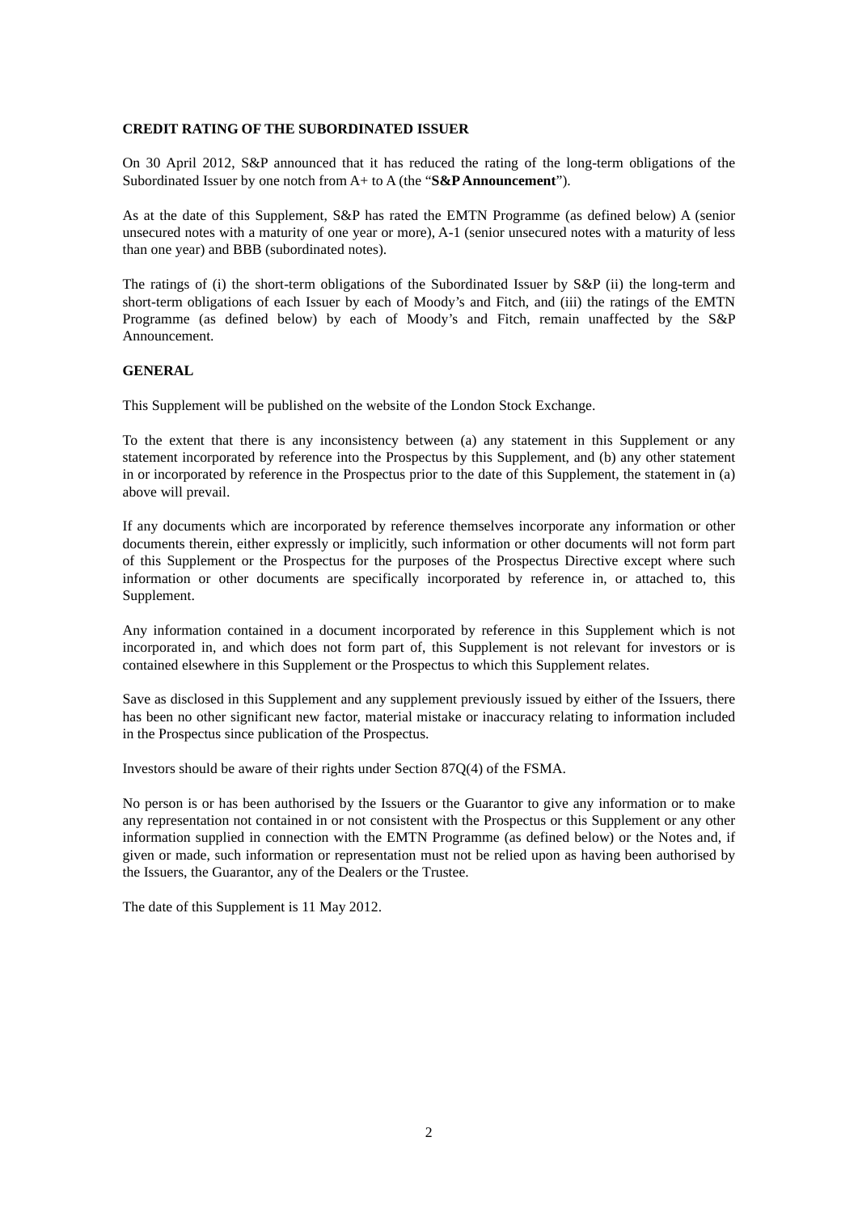## CREDIT RATING OF THE SUBORDINATED ISSUER

On 30 April 2012, S&P announced that it has reduced the rating of the long-term obligations of the Subordinated Issuer by one notch from A+ to A (the "**S&P Announcement**").

As at the date of this Supplement, S&P has rated the EMTN Programme (as defined below) A (senior unsecured notes with a maturity of one year or more), A-1 (senior unsecured notes with a maturity of less than one year) and BBB (subordinated notes).

The ratings of (i) the short-term obligations of the Subordinated Issuer by S&P (ii) the long-term and short-term obligations of each Issuer by each of Moody's and Fitch, and (iii) the ratings of the EMTN Programme (as defined below) by each of Moody's and Fitch, remain unaffected by the S&P Announcement.

## GENERAL

This Supplement will be published on the website of the London Stock Exchange.

To the extent that there is any inconsistency between (a) any statement in this Supplement or any statement incorporated by reference into the Prospectus by this Supplement, and (b) any other statement in or incorporated by reference in the Prospectus prior to the date of this Supplement, the statement in (a) above will prevail.

If any documents which are incorporated by reference themselves incorporate any information or other documents therein, either expressly or implicitly, such information or other documents will not form part of this Supplement or the Prospectus for the purposes of the Prospectus Directive except where such information or other documents are specifically incorporated by reference in, or attached to, this Supplement.

Any information contained in a document incorporated by reference in this Supplement which is not incorporated in, and which does not form part of, this Supplement is not relevant for investors or is contained elsewhere in this Supplement or the Prospectus to which this Supplement relates.

Save as disclosed in this Supplement and any supplement previously issued by either of the Issuers, there has been no other significant new factor, material mistake or inaccuracy relating to information included in the Prospectus since publication of the Prospectus.

Investors should be aware of their rights under Section 87Q(4) of the FSMA.

No person is or has been authorised by the Issuers or the Guarantor to give any information or to make any representation not contained in or not consistent with the Prospectus or this Supplement or any other information supplied in connection with the EMTN Programme (as defined below) or the Notes and, if given or made, such information or representation must not be relied upon as having been authorised by the Issuers, the Guarantor, any of the Dealers or the Trustee.

The date of this Supplement is 11 May 2012.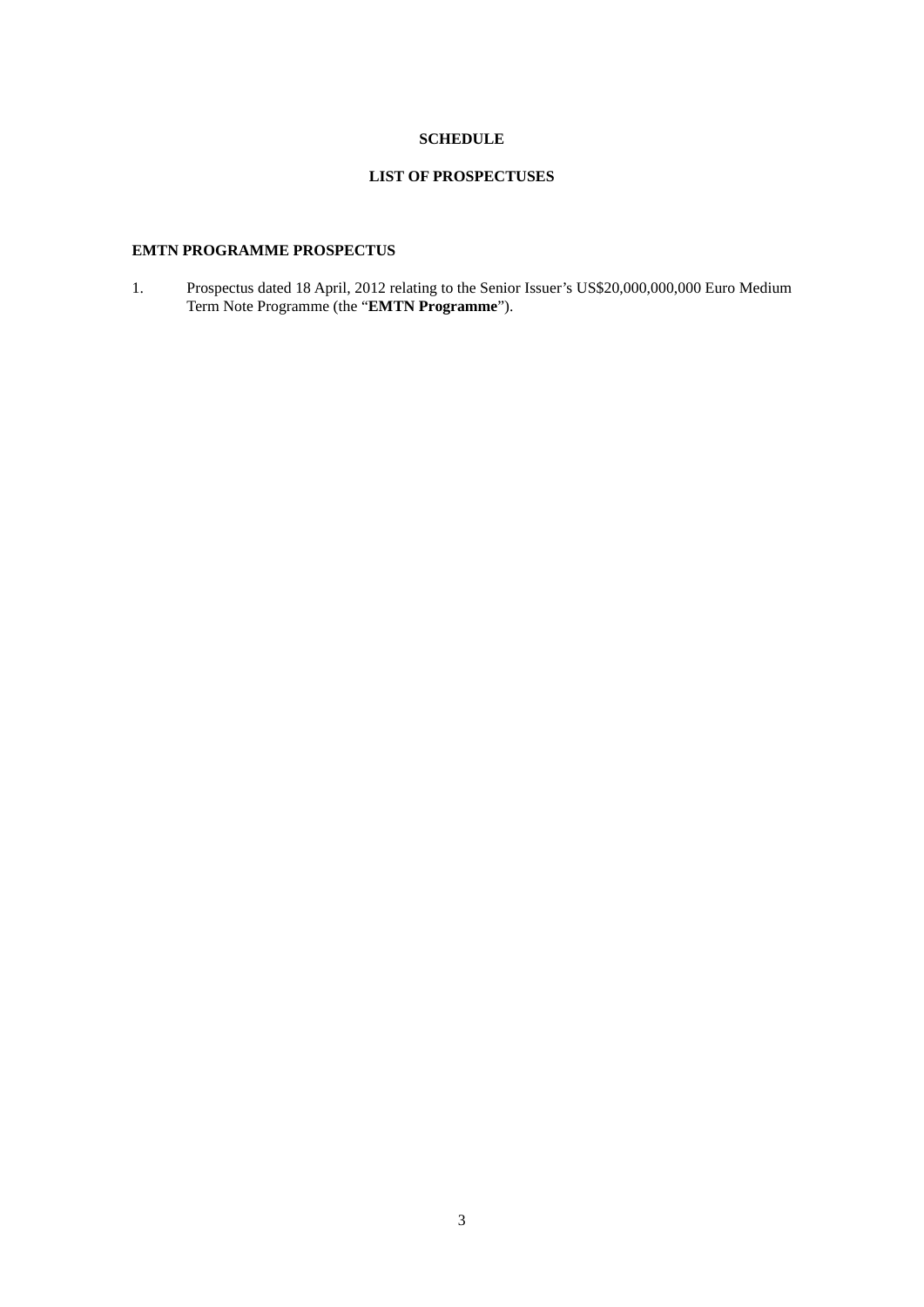# SCHEDULE

## LIST OF PROSPECTUSES

### EMTN PROGRAMME PROSPECTUS

1. Prospectus dated 18 April, 2012 relating to the Senior Issuer's US$20,000,000,000 Euro Medium Term Note Programme (the "**EMTN Programme**").